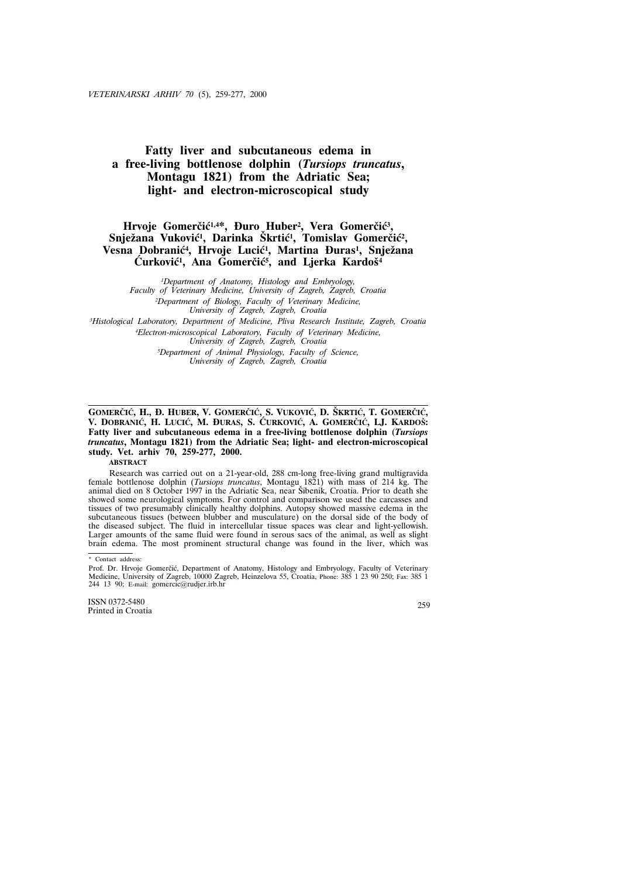# Fatty liver and subcutaneous edema in a free-living bottlenose dolphin (*Tursiops truncatus*, Montagu 1821) from the Adriatic Sea; light- and electron-microscopical study

**Hrvoje Gomerčić[1,4]*, Đuro Huber[2], Vera Gomerčić[3], Snježana Vuković[1], Darinka Škrtić[1], Tomislav Gomerčić[2], Vesna Dobranić[4], Hrvoje Lucić[1], Martina Đuras[1], Snježana Ćurković[1], Ana Gomerčić[5], and Ljerka Kardoš[4]**

*[1]Department of Anatomy, Histology and Embryology, Faculty of Veterinary Medicine, University of Zagreb, Zagreb, Croatia*
*[2]Department of Biology, Faculty of Veterinary Medicine, University of Zagreb, Zagreb, Croatia*
*[3]Histological Laboratory, Department of Medicine, Pliva Research Institute, Zagreb, Croatia*
*[4]Electron-microscopical Laboratory, Faculty of Veterinary Medicine, University of Zagreb, Zagreb, Croatia*
*[5]Department of Animal Physiology, Faculty of Science, University of Zagreb, Zagreb, Croatia*

---

**GOMERČIĆ, H., Đ. HUBER, V. GOMERČIĆ, S. VUKOVIĆ, D. ŠKRTIĆ, T. GOMERČIĆ, V. DOBRANIĆ, H. LUCIĆ, M. ĐURAS, S. ĆURKOVIĆ, A. GOMERČIĆ, LJ. KARDOŠ: Fatty liver and subcutaneous edema in a free-living bottlenose dolphin (*Tursiops truncatus*, Montagu 1821) from the Adriatic Sea; light- and electron-microscopical study. Vet. arhiv 70, 259-277, 2000.**

**ABSTRACT**

Research was carried out on a 21-year-old, 288 cm-long free-living grand multigravida female bottlenose dolphin (*Tursiops truncatus*, Montagu 1821) with mass of 214 kg. The animal died on 8 October 1997 in the Adriatic Sea, near Šibenik, Croatia. Prior to death she showed some neurological symptoms. For control and comparison we used the carcasses and tissues of two presumably clinically healthy dolphins. Autopsy showed massive edema in the subcutaneous tissues (between blubber and musculature) on the dorsal side of the body of the diseased subject. The fluid in intercellular tissue spaces was clear and light-yellowish. Larger amounts of the same fluid were found in serous sacs of the animal, as well as slight brain edema. The most prominent structural change was found in the liver, which was

---

* Contact address:
Prof. Dr. Hrvoje Gomerčić, Department of Anatomy, Histology and Embryology, Faculty of Veterinary Medicine, University of Zagreb, 10000 Zagreb, Heinzelova 55, Croatia, Phone: 385 1 23 90 250; Fax: 385 1 244 13 90; E-mail: gomercic@rudjer.irb.hr

ISSN 0372-5480
Printed in Croatia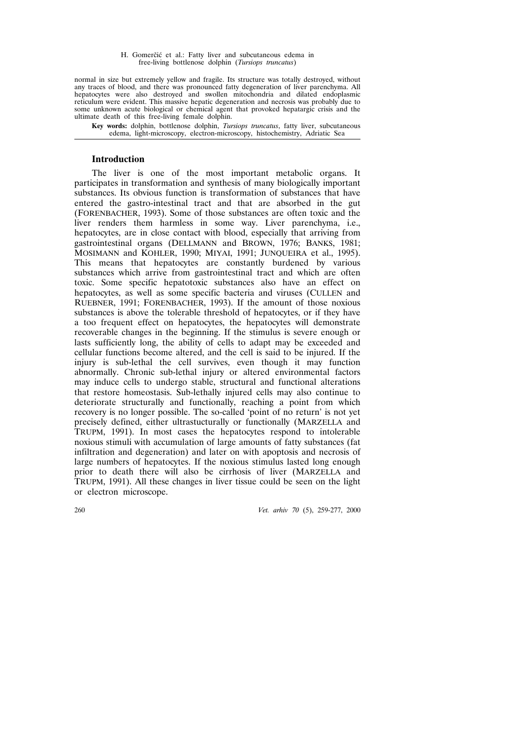normal in size but extremely yellow and fragile. Its structure was totally destroyed, without any traces of blood, and there was pronounced fatty degeneration of liver parenchyma. All hepatocytes were also destroyed and swollen mitochondria and dilated endoplasmic reticulum were evident. This massive hepatic degeneration and necrosis was probably due to some unknown acute biological or chemical agent that provoked hepatargic crisis and the ultimate death of this free-living female dolphin.

**Key words:** dolphin, bottlenose dolphin, *Tursiops truncatus*, fatty liver, subcutaneous edema, light-microscopy, electron-microscopy, histochemistry, Adriatic Sea

## Introduction

The liver is one of the most important metabolic organs. It participates in transformation and synthesis of many biologically important substances. Its obvious function is transformation of substances that have entered the gastro-intestinal tract and that are absorbed in the gut (FORENBACHER, 1993). Some of those substances are often toxic and the liver renders them harmless in some way. Liver parenchyma, i.e., hepatocytes, are in close contact with blood, especially that arriving from gastrointestinal organs (DELLMANN and BROWN, 1976; BANKS, 1981; MOSIMANN and KOHLER, 1990; MIYAI, 1991; JUNQUEIRA et al., 1995). This means that hepatocytes are constantly burdened by various substances which arrive from gastrointestinal tract and which are often toxic. Some specific hepatotoxic substances also have an effect on hepatocytes, as well as some specific bacteria and viruses (CULLEN and RUEBNER, 1991; FORENBACHER, 1993). If the amount of those noxious substances is above the tolerable threshold of hepatocytes, or if they have a too frequent effect on hepatocytes, the hepatocytes will demonstrate recoverable changes in the beginning. If the stimulus is severe enough or lasts sufficiently long, the ability of cells to adapt may be exceeded and cellular functions become altered, and the cell is said to be injured. If the injury is sub-lethal the cell survives, even though it may function abnormally. Chronic sub-lethal injury or altered environmental factors may induce cells to undergo stable, structural and functional alterations that restore homeostasis. Sub-lethally injured cells may also continue to deteriorate structurally and functionally, reaching a point from which recovery is no longer possible. The so-called 'point of no return' is not yet precisely defined, either ultrastucturally or functionally (MARZELLA and TRUPM, 1991). In most cases the hepatocytes respond to intolerable noxious stimuli with accumulation of large amounts of fatty substances (fat infiltration and degeneration) and later on with apoptosis and necrosis of large numbers of hepatocytes. If the noxious stimulus lasted long enough prior to death there will also be cirrhosis of liver (MARZELLA and TRUPM, 1991). All these changes in liver tissue could be seen on the light or electron microscope.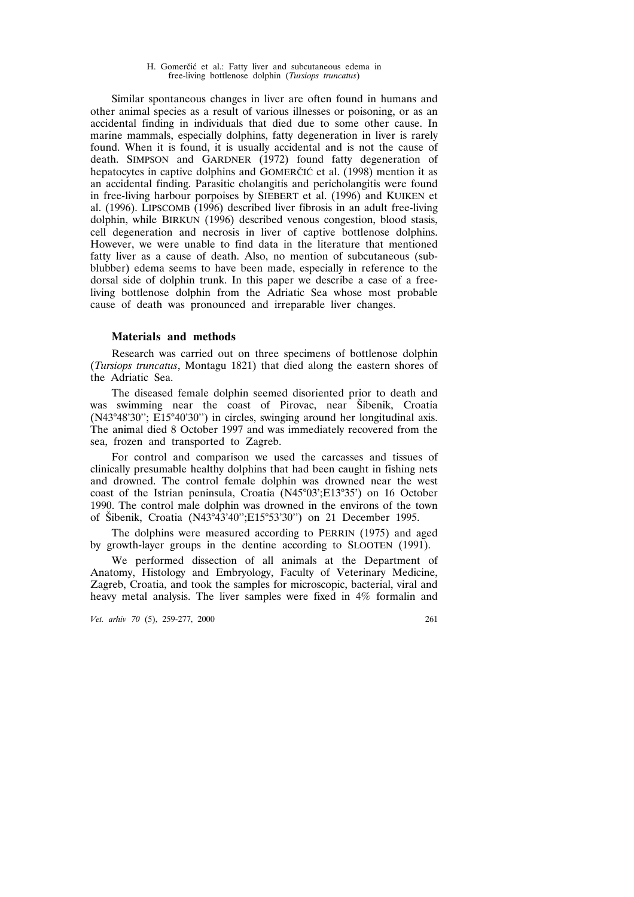Similar spontaneous changes in liver are often found in humans and other animal species as a result of various illnesses or poisoning, or as an accidental finding in individuals that died due to some other cause. In marine mammals, especially dolphins, fatty degeneration in liver is rarely found. When it is found, it is usually accidental and is not the cause of death. SIMPSON and GARDNER (1972) found fatty degeneration of hepatocytes in captive dolphins and GOMERČIĆ et al. (1998) mention it as an accidental finding. Parasitic cholangitis and pericholangitis were found in free-living harbour porpoises by SIEBERT et al. (1996) and KUIKEN et al. (1996). LIPSCOMB (1996) described liver fibrosis in an adult free-living dolphin, while BIRKUN (1996) described venous congestion, blood stasis, cell degeneration and necrosis in liver of captive bottlenose dolphins. However, we were unable to find data in the literature that mentioned fatty liver as a cause of death. Also, no mention of subcutaneous (sub-blubber) edema seems to have been made, especially in reference to the dorsal side of dolphin trunk. In this paper we describe a case of a free-living bottlenose dolphin from the Adriatic Sea whose most probable cause of death was pronounced and irreparable liver changes.

## Materials and methods

Research was carried out on three specimens of bottlenose dolphin (*Tursiops truncatus*, Montagu 1821) that died along the eastern shores of the Adriatic Sea.

The diseased female dolphin seemed disoriented prior to death and was swimming near the coast of Pirovac, near Šibenik, Croatia (N43°48'30''; E15°40'30'') in circles, swinging around her longitudinal axis. The animal died 8 October 1997 and was immediately recovered from the sea, frozen and transported to Zagreb.

For control and comparison we used the carcasses and tissues of clinically presumable healthy dolphins that had been caught in fishing nets and drowned. The control female dolphin was drowned near the west coast of the Istrian peninsula, Croatia (N45°03';E13°35') on 16 October 1990. The control male dolphin was drowned in the environs of the town of Šibenik, Croatia (N43°43'40'';E15°53'30'') on 21 December 1995.

The dolphins were measured according to PERRIN (1975) and aged by growth-layer groups in the dentine according to SLOOTEN (1991).

We performed dissection of all animals at the Department of Anatomy, Histology and Embryology, Faculty of Veterinary Medicine, Zagreb, Croatia, and took the samples for microscopic, bacterial, viral and heavy metal analysis. The liver samples were fixed in 4% formalin and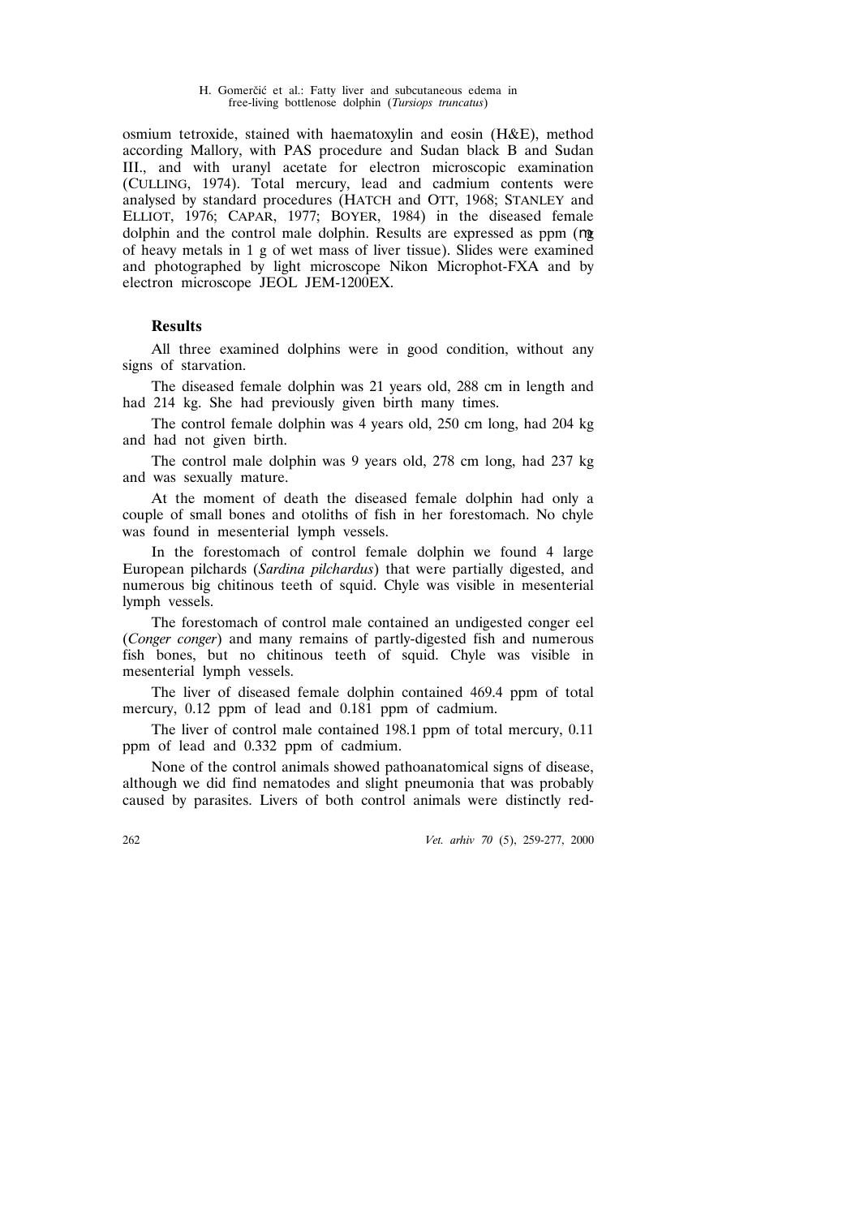osmium tetroxide, stained with haematoxylin and eosin (H&E), method according Mallory, with PAS procedure and Sudan black B and Sudan III., and with uranyl acetate for electron microscopic examination (CULLING, 1974). Total mercury, lead and cadmium contents were analysed by standard procedures (HATCH and OTT, 1968; STANLEY and ELLIOT, 1976; CAPAR, 1977; BOYER, 1984) in the diseased female dolphin and the control male dolphin. Results are expressed as ppm ($\mu$g of heavy metals in 1 g of wet mass of liver tissue). Slides were examined and photographed by light microscope Nikon Microphot-FXA and by electron microscope JEOL JEM-1200EX.

## Results

All three examined dolphins were in good condition, without any signs of starvation.

The diseased female dolphin was 21 years old, 288 cm in length and had 214 kg. She had previously given birth many times.

The control female dolphin was 4 years old, 250 cm long, had 204 kg and had not given birth.

The control male dolphin was 9 years old, 278 cm long, had 237 kg and was sexually mature.

At the moment of death the diseased female dolphin had only a couple of small bones and otoliths of fish in her forestomach. No chyle was found in mesenterial lymph vessels.

In the forestomach of control female dolphin we found 4 large European pilchards (*Sardina pilchardus*) that were partially digested, and numerous big chitinous teeth of squid. Chyle was visible in mesenterial lymph vessels.

The forestomach of control male contained an undigested conger eel (*Conger conger*) and many remains of partly-digested fish and numerous fish bones, but no chitinous teeth of squid. Chyle was visible in mesenterial lymph vessels.

The liver of diseased female dolphin contained 469.4 ppm of total mercury, 0.12 ppm of lead and 0.181 ppm of cadmium.

The liver of control male contained 198.1 ppm of total mercury, 0.11 ppm of lead and 0.332 ppm of cadmium.

None of the control animals showed pathoanatomical signs of disease, although we did find nematodes and slight pneumonia that was probably caused by parasites. Livers of both control animals were distinctly red-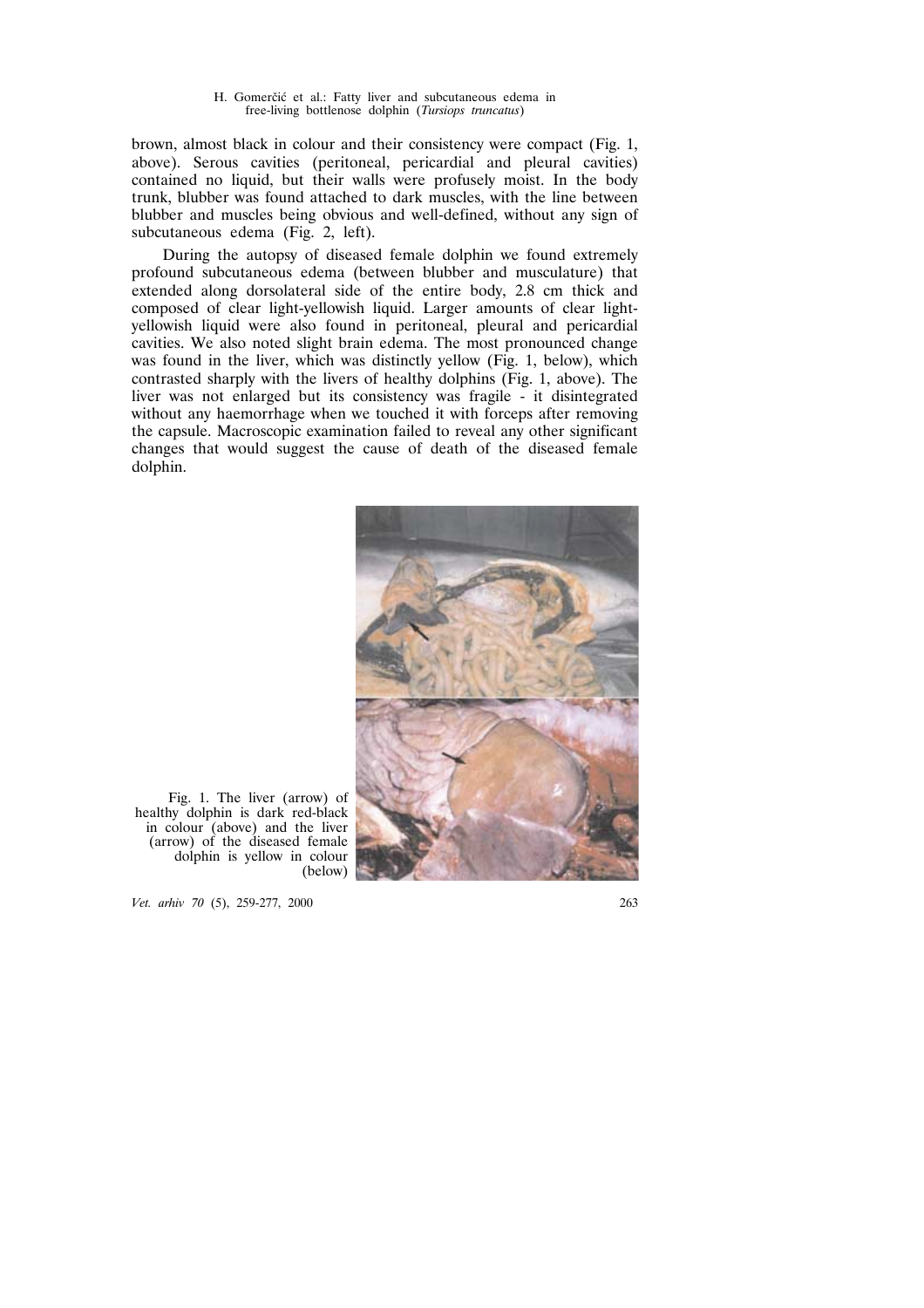brown, almost black in colour and their consistency were compact (Fig. 1, above). Serous cavities (peritoneal, pericardial and pleural cavities) contained no liquid, but their walls were profusely moist. In the body trunk, blubber was found attached to dark muscles, with the line between blubber and muscles being obvious and well-defined, without any sign of subcutaneous edema (Fig. 2, left).

During the autopsy of diseased female dolphin we found extremely profound subcutaneous edema (between blubber and musculature) that extended along dorsolateral side of the entire body, 2.8 cm thick and composed of clear light-yellowish liquid. Larger amounts of clear light-yellowish liquid were also found in peritoneal, pleural and pericardial cavities. We also noted slight brain edema. The most pronounced change was found in the liver, which was distinctly yellow (Fig. 1, below), which contrasted sharply with the livers of healthy dolphins (Fig. 1, above). The liver was not enlarged but its consistency was fragile - it disintegrated without any haemorrhage when we touched it with forceps after removing the capsule. Macroscopic examination failed to reveal any other significant changes that would suggest the cause of death of the diseased female dolphin.

Fig. 1. The liver (arrow) of healthy dolphin is dark red-black in colour (above) and the liver (arrow) of the diseased female dolphin is yellow in colour (below)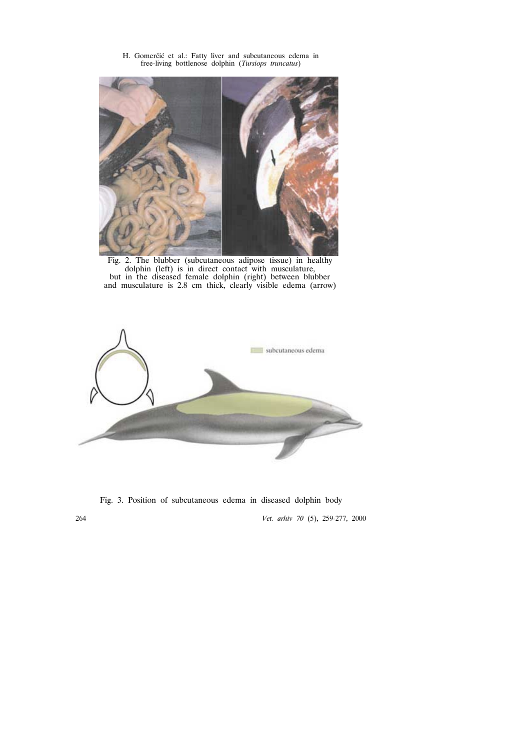Fig. 2. The blubber (subcutaneous adipose tissue) in healthy dolphin (left) is in direct contact with musculature, but in the diseased female dolphin (right) between blubber and musculature is 2.8 cm thick, clearly visible edema (arrow)

Fig. 3. Position of subcutaneous edema in diseased dolphin body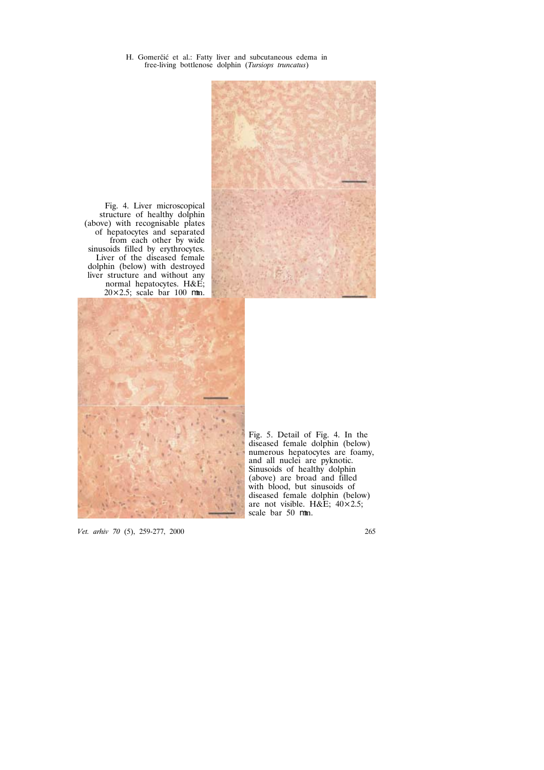Fig. 4. Liver microscopical structure of healthy dolphin (above) with recognisable plates of hepatocytes and separated from each other by wide sinusoids filled by erythrocytes. Liver of the diseased female dolphin (below) with destroyed liver structure and without any normal hepatocytes. H&E; 20×2.5; scale bar 100 μm.

Fig. 5. Detail of Fig. 4. In the diseased female dolphin (below) numerous hepatocytes are foamy, and all nuclei are pyknotic. Sinusoids of healthy dolphin (above) are broad and filled with blood, but sinusoids of diseased female dolphin (below) are not visible. H&E; 40×2.5; scale bar 50 μm.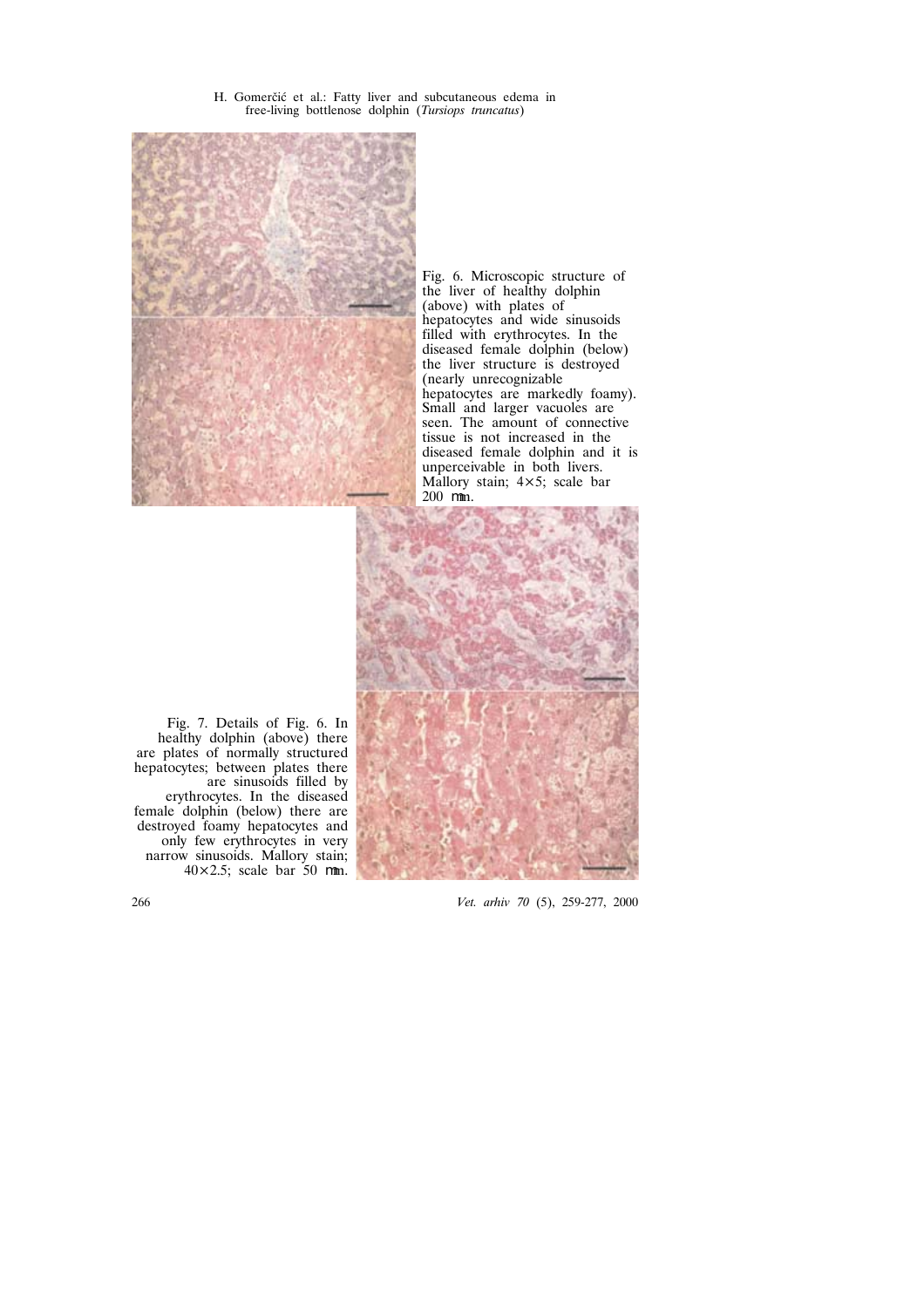Fig. 6. Microscopic structure of the liver of healthy dolphin (above) with plates of hepatocytes and wide sinusoids filled with erythrocytes. In the diseased female dolphin (below) the liver structure is destroyed (nearly unrecognizable hepatocytes are markedly foamy). Small and larger vacuoles are seen. The amount of connective tissue is not increased in the diseased female dolphin and it is unperceivable in both livers. Mallory stain; 4×5; scale bar 200 μm.

Fig. 7. Details of Fig. 6. In healthy dolphin (above) there are plates of normally structured hepatocytes; between plates there are sinusoids filled by erythrocytes. In the diseased female dolphin (below) there are destroyed foamy hepatocytes and only few erythrocytes in very narrow sinusoids. Mallory stain; 40×2.5; scale bar 50 μm.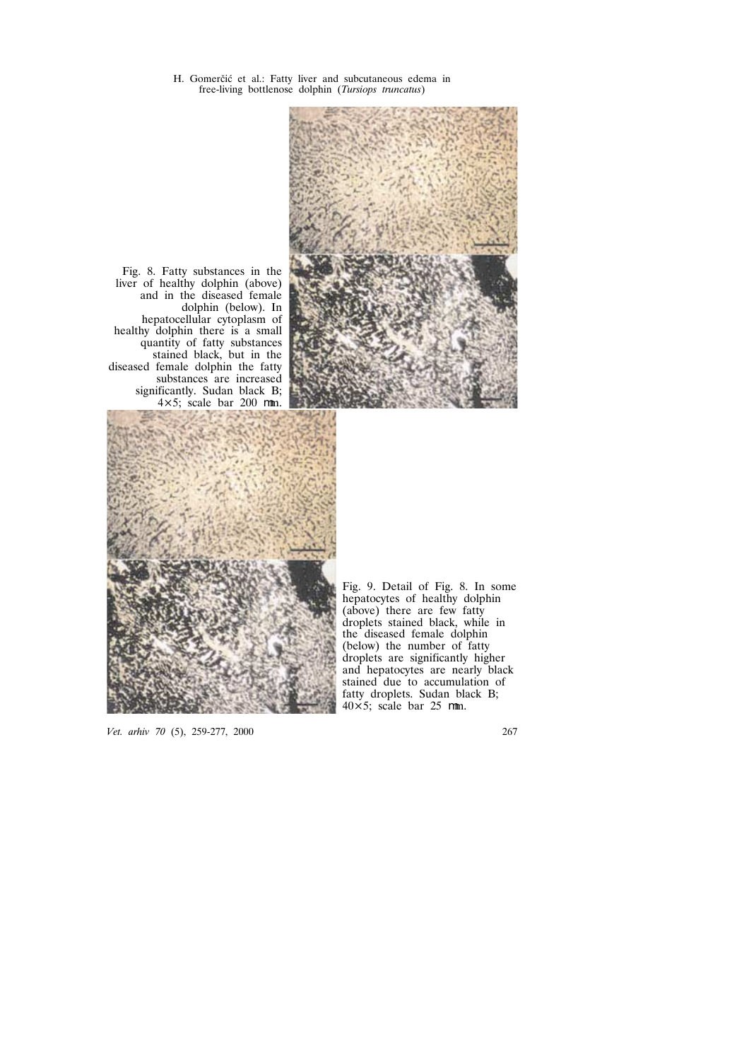Fig. 8. Fatty substances in the liver of healthy dolphin (above) and in the diseased female dolphin (below). In hepatocellular cytoplasm of healthy dolphin there is a small quantity of fatty substances stained black, but in the diseased female dolphin the fatty substances are increased significantly. Sudan black B; 4×5; scale bar 200 μm.

Fig. 9. Detail of Fig. 8. In some hepatocytes of healthy dolphin (above) there are few fatty droplets stained black, while in the diseased female dolphin (below) the number of fatty droplets are significantly higher and hepatocytes are nearly black stained due to accumulation of fatty droplets. Sudan black B; 40×5; scale bar 25 μm.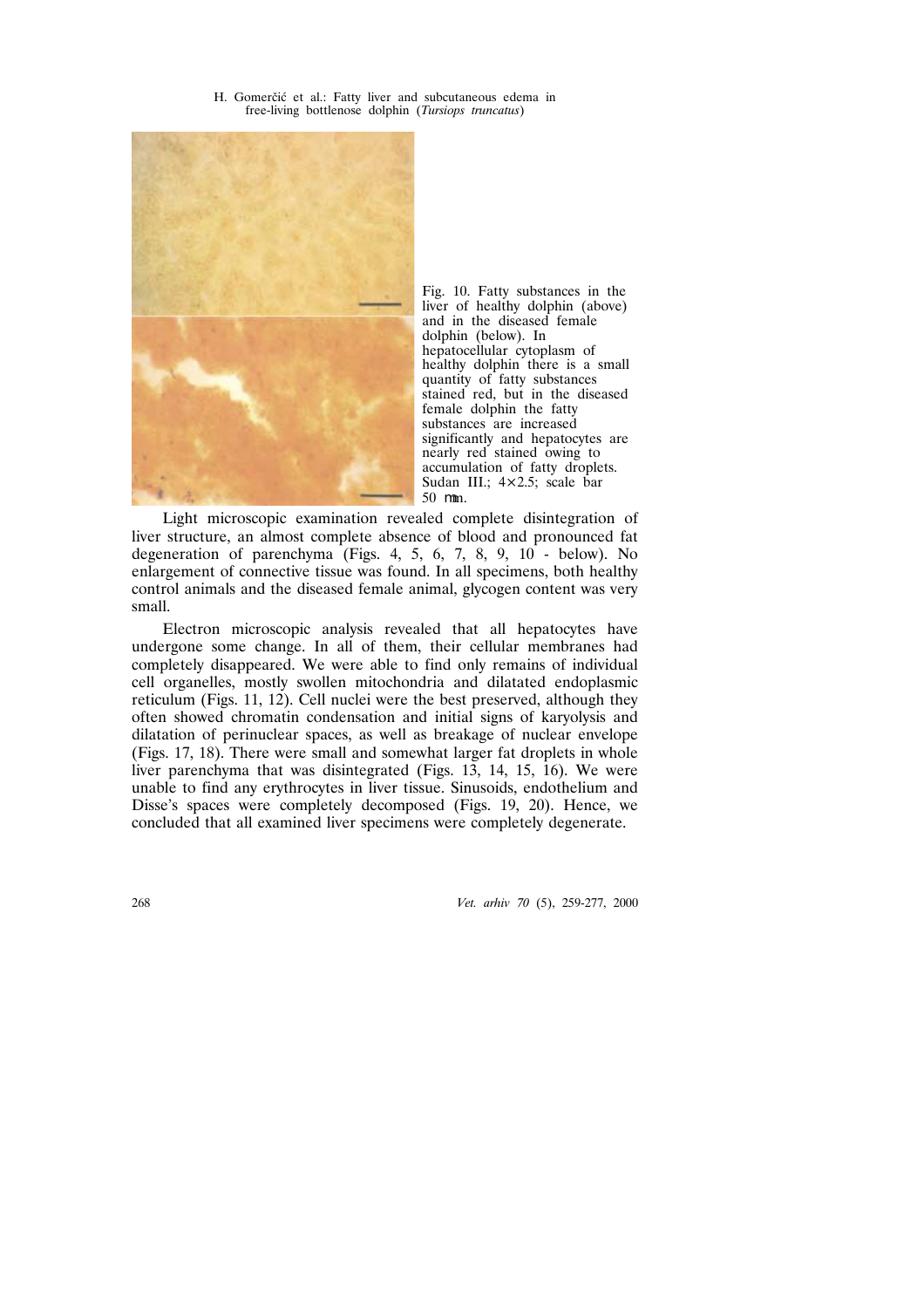Fig. 10. Fatty substances in the liver of healthy dolphin (above) and in the diseased female dolphin (below). In hepatocellular cytoplasm of healthy dolphin there is a small quantity of fatty substances stained red, but in the diseased female dolphin the fatty substances are increased significantly and hepatocytes are nearly red stained owing to accumulation of fatty droplets. Sudan III.; 4×2.5; scale bar 50 mm.

Light microscopic examination revealed complete disintegration of liver structure, an almost complete absence of blood and pronounced fat degeneration of parenchyma (Figs. 4, 5, 6, 7, 8, 9, 10 - below). No enlargement of connective tissue was found. In all specimens, both healthy control animals and the diseased female animal, glycogen content was very small.

Electron microscopic analysis revealed that all hepatocytes have undergone some change. In all of them, their cellular membranes had completely disappeared. We were able to find only remains of individual cell organelles, mostly swollen mitochondria and dilatated endoplasmic reticulum (Figs. 11, 12). Cell nuclei were the best preserved, although they often showed chromatin condensation and initial signs of karyolysis and dilatation of perinuclear spaces, as well as breakage of nuclear envelope (Figs. 17, 18). There were small and somewhat larger fat droplets in whole liver parenchyma that was disintegrated (Figs. 13, 14, 15, 16). We were unable to find any erythrocytes in liver tissue. Sinusoids, endothelium and Disse's spaces were completely decomposed (Figs. 19, 20). Hence, we concluded that all examined liver specimens were completely degenerate.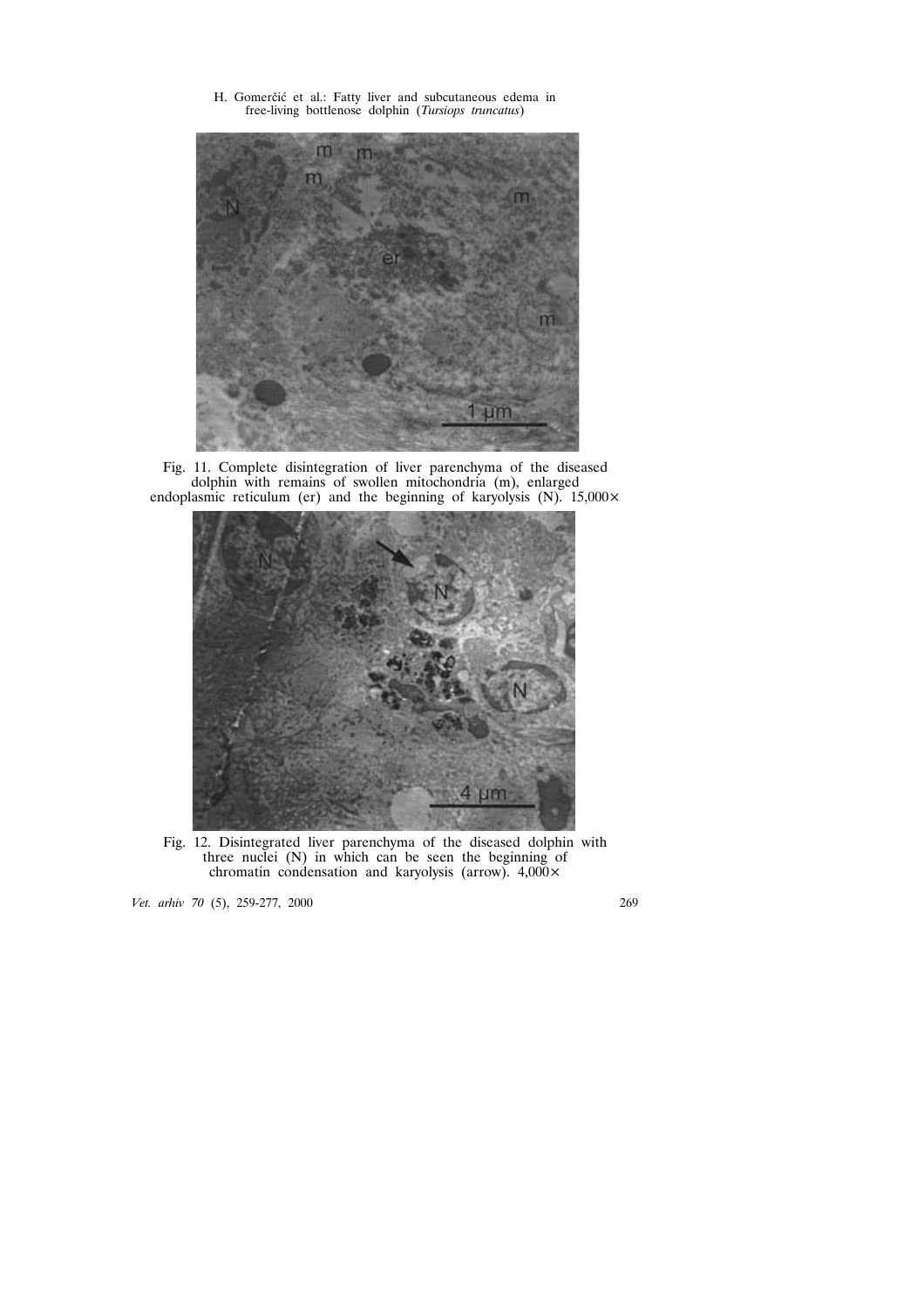Fig. 11. Complete disintegration of liver parenchyma of the diseased dolphin with remains of swollen mitochondria (m), enlarged endoplasmic reticulum (er) and the beginning of karyolysis (N). 15,000×

Fig. 12. Disintegrated liver parenchyma of the diseased dolphin with three nuclei (N) in which can be seen the beginning of chromatin condensation and karyolysis (arrow). 4,000×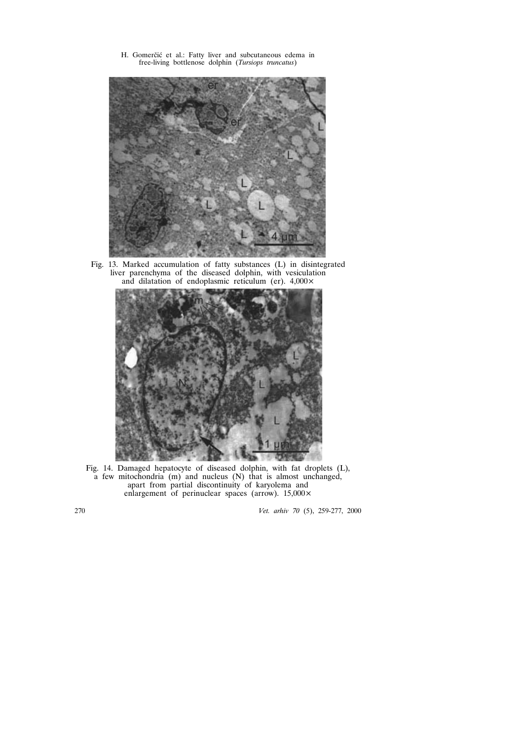Fig. 13. Marked accumulation of fatty substances (L) in disintegrated liver parenchyma of the diseased dolphin, with vesiculation and dilatation of endoplasmic reticulum (er). 4,000×

Fig. 14. Damaged hepatocyte of diseased dolphin, with fat droplets (L), a few mitochondria (m) and nucleus (N) that is almost unchanged, apart from partial discontinuity of karyolema and enlargement of perinuclear spaces (arrow). 15,000×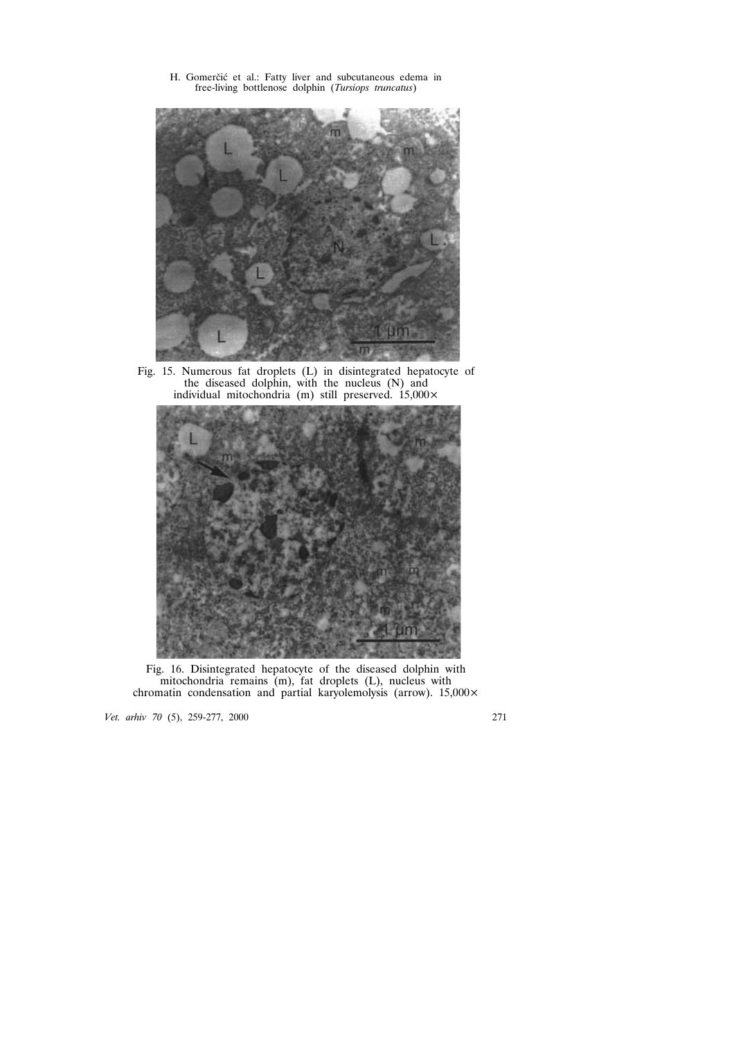Fig. 15. Numerous fat droplets (L) in disintegrated hepatocyte of the diseased dolphin, with the nucleus (N) and individual mitochondria (m) still preserved. 15,000×

Fig. 16. Disintegrated hepatocyte of the diseased dolphin with mitochondria remains (m), fat droplets (L), nucleus with chromatin condensation and partial karyolemolysis (arrow). 15,000×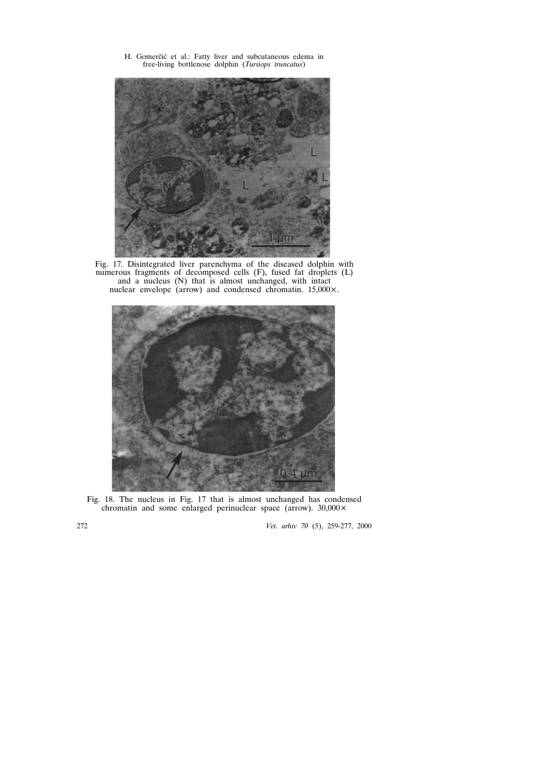Fig. 17. Disintegrated liver parenchyma of the diseased dolphin with numerous fragments of decomposed cells (F), fused fat droplets (L) and a nucleus (N) that is almost unchanged, with intact nuclear envelope (arrow) and condensed chromatin. 15,000×.

Fig. 18. The nucleus in Fig. 17 that is almost unchanged has condensed chromatin and some enlarged perinuclear space (arrow). 30,000×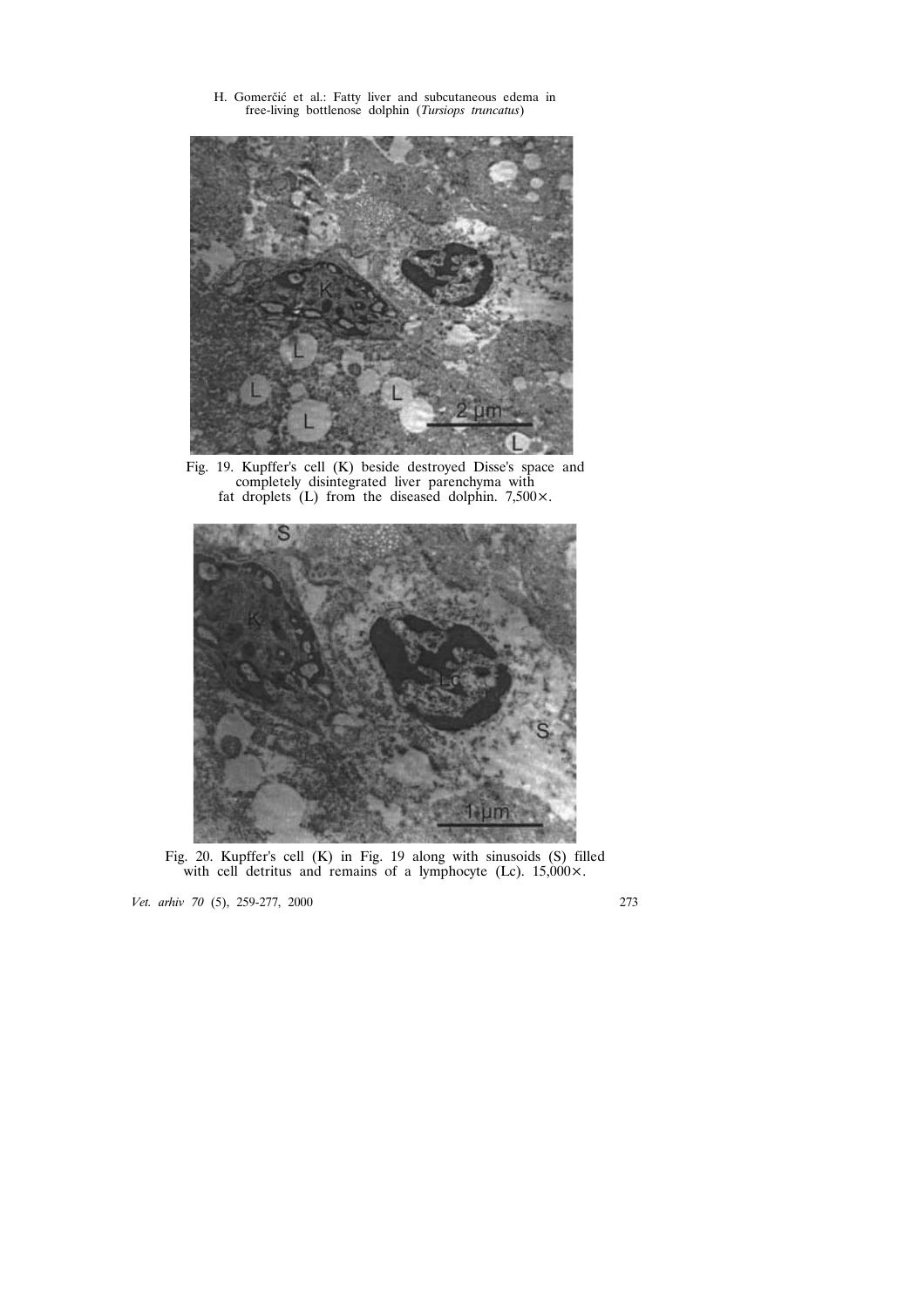Fig. 19. Kupffer's cell (K) beside destroyed Disse's space and completely disintegrated liver parenchyma with fat droplets (L) from the diseased dolphin. 7,500×.

Fig. 20. Kupffer's cell (K) in Fig. 19 along with sinusoids (S) filled with cell detritus and remains of a lymphocyte (Lc). 15,000×.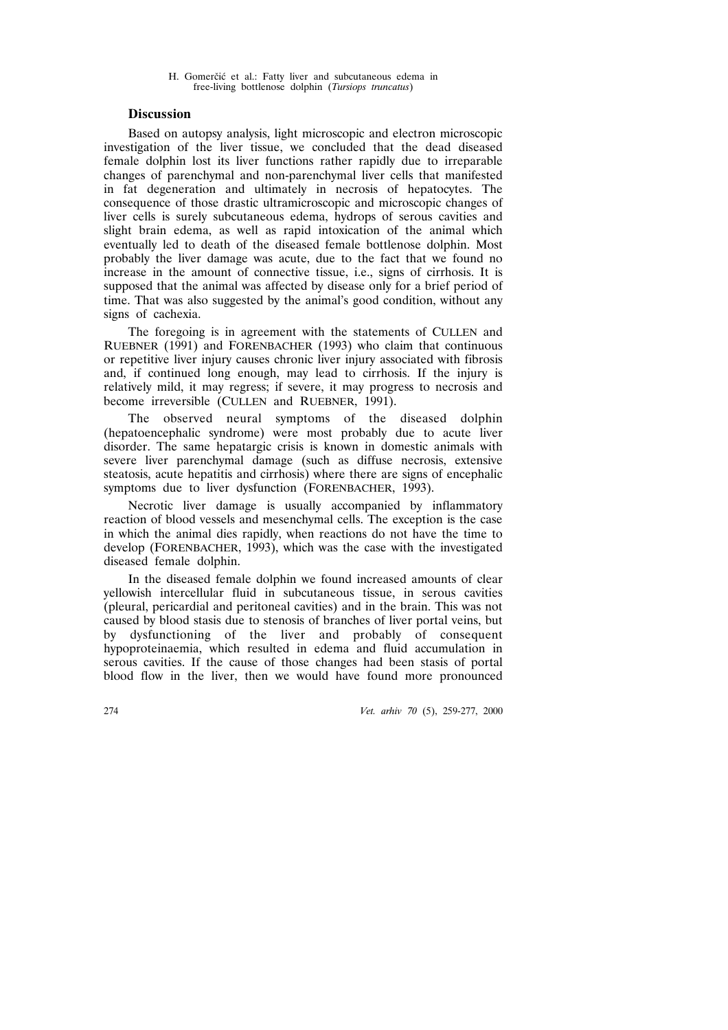## Discussion

Based on autopsy analysis, light microscopic and electron microscopic investigation of the liver tissue, we concluded that the dead diseased female dolphin lost its liver functions rather rapidly due to irreparable changes of parenchymal and non-parenchymal liver cells that manifested in fat degeneration and ultimately in necrosis of hepatocytes. The consequence of those drastic ultramicroscopic and microscopic changes of liver cells is surely subcutaneous edema, hydrops of serous cavities and slight brain edema, as well as rapid intoxication of the animal which eventually led to death of the diseased female bottlenose dolphin. Most probably the liver damage was acute, due to the fact that we found no increase in the amount of connective tissue, i.e., signs of cirrhosis. It is supposed that the animal was affected by disease only for a brief period of time. That was also suggested by the animal's good condition, without any signs of cachexia.

The foregoing is in agreement with the statements of CULLEN and RUEBNER (1991) and FORENBACHER (1993) who claim that continuous or repetitive liver injury causes chronic liver injury associated with fibrosis and, if continued long enough, may lead to cirrhosis. If the injury is relatively mild, it may regress; if severe, it may progress to necrosis and become irreversible (CULLEN and RUEBNER, 1991).

The observed neural symptoms of the diseased dolphin (hepatoencephalic syndrome) were most probably due to acute liver disorder. The same hepatargic crisis is known in domestic animals with severe liver parenchymal damage (such as diffuse necrosis, extensive steatosis, acute hepatitis and cirrhosis) where there are signs of encephalic symptoms due to liver dysfunction (FORENBACHER, 1993).

Necrotic liver damage is usually accompanied by inflammatory reaction of blood vessels and mesenchymal cells. The exception is the case in which the animal dies rapidly, when reactions do not have the time to develop (FORENBACHER, 1993), which was the case with the investigated diseased female dolphin.

In the diseased female dolphin we found increased amounts of clear yellowish intercellular fluid in subcutaneous tissue, in serous cavities (pleural, pericardial and peritoneal cavities) and in the brain. This was not caused by blood stasis due to stenosis of branches of liver portal veins, but by dysfunctioning of the liver and probably of consequent hypoproteinaemia, which resulted in edema and fluid accumulation in serous cavities. If the cause of those changes had been stasis of portal blood flow in the liver, then we would have found more pronounced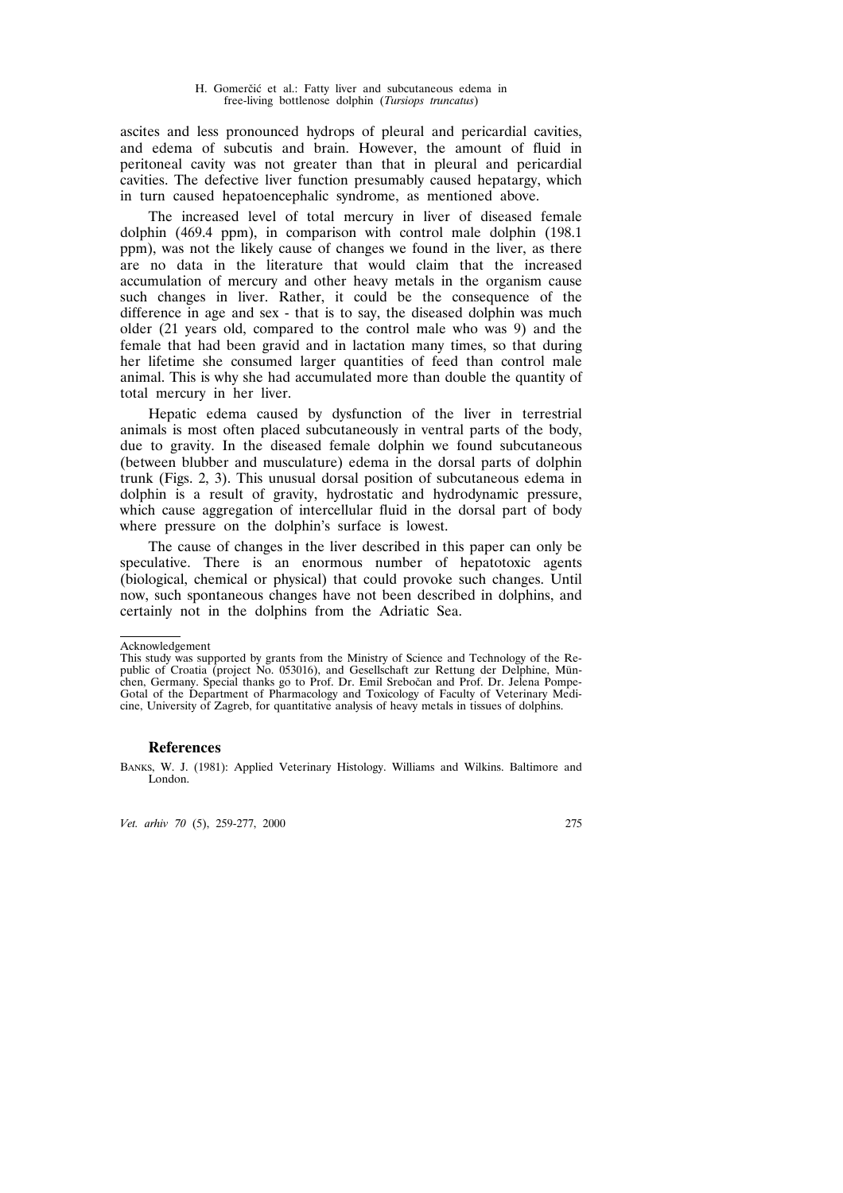ascites and less pronounced hydrops of pleural and pericardial cavities, and edema of subcutis and brain. However, the amount of fluid in peritoneal cavity was not greater than that in pleural and pericardial cavities. The defective liver function presumably caused hepatargy, which in turn caused hepatoencephalic syndrome, as mentioned above.

The increased level of total mercury in liver of diseased female dolphin (469.4 ppm), in comparison with control male dolphin (198.1 ppm), was not the likely cause of changes we found in the liver, as there are no data in the literature that would claim that the increased accumulation of mercury and other heavy metals in the organism cause such changes in liver. Rather, it could be the consequence of the difference in age and sex - that is to say, the diseased dolphin was much older (21 years old, compared to the control male who was 9) and the female that had been gravid and in lactation many times, so that during her lifetime she consumed larger quantities of feed than control male animal. This is why she had accumulated more than double the quantity of total mercury in her liver.

Hepatic edema caused by dysfunction of the liver in terrestrial animals is most often placed subcutaneously in ventral parts of the body, due to gravity. In the diseased female dolphin we found subcutaneous (between blubber and musculature) edema in the dorsal parts of dolphin trunk (Figs. 2, 3). This unusual dorsal position of subcutaneous edema in dolphin is a result of gravity, hydrostatic and hydrodynamic pressure, which cause aggregation of intercellular fluid in the dorsal part of body where pressure on the dolphin's surface is lowest.

The cause of changes in the liver described in this paper can only be speculative. There is an enormous number of hepatotoxic agents (biological, chemical or physical) that could provoke such changes. Until now, such spontaneous changes have not been described in dolphins, and certainly not in the dolphins from the Adriatic Sea.

---

Acknowledgement

This study was supported by grants from the Ministry of Science and Technology of the Republic of Croatia (project No. 053016), and Gesellschaft zur Rettung der Delphine, München, Germany. Special thanks go to Prof. Dr. Emil Srebočan and Prof. Dr. Jelena Pompe-Gotal of the Department of Pharmacology and Toxicology of Faculty of Veterinary Medicine, University of Zagreb, for quantitative analysis of heavy metals in tissues of dolphins.

## References

BANKS, W. J. (1981): Applied Veterinary Histology. Williams and Wilkins. Baltimore and London.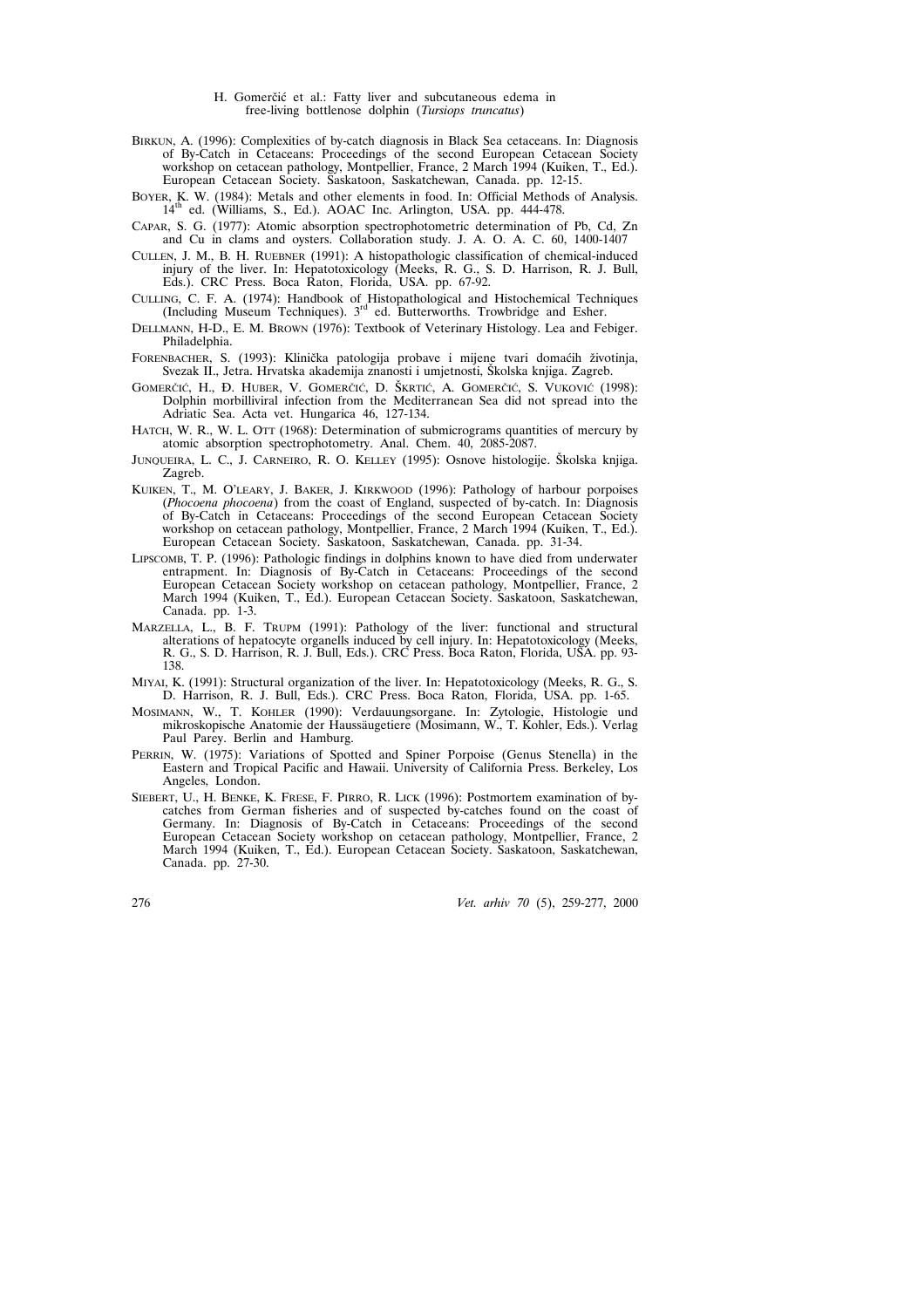BIRKUN, A. (1996): Complexities of by-catch diagnosis in Black Sea cetaceans. In: Diagnosis of By-Catch in Cetaceans: Proceedings of the second European Cetacean Society workshop on cetacean pathology, Montpellier, France, 2 March 1994 (Kuiken, T., Ed.). European Cetacean Society. Saskatoon, Saskatchewan, Canada. pp. 12-15.

BOYER, K. W. (1984): Metals and other elements in food. In: Official Methods of Analysis. 14th ed. (Williams, S., Ed.). AOAC Inc. Arlington, USA. pp. 444-478.

CAPAR, S. G. (1977): Atomic absorption spectrophotometric determination of Pb, Cd, Zn and Cu in clams and oysters. Collaboration study. J. A. O. A. C. 60, 1400-1407

CULLEN, J. M., B. H. RUEBNER (1991): A histopathologic classification of chemical-induced injury of the liver. In: Hepatotoxicology (Meeks, R. G., S. D. Harrison, R. J. Bull, Eds.). CRC Press. Boca Raton, Florida, USA. pp. 67-92.

CULLING, C. F. A. (1974): Handbook of Histopathological and Histochemical Techniques (Including Museum Techniques). 3rd ed. Butterworths. Trowbridge and Esher.

DELLMANN, H-D., E. M. BROWN (1976): Textbook of Veterinary Histology. Lea and Febiger. Philadelphia.

FORENBACHER, S. (1993): Klinička patologija probave i mijene tvari domaćih životinja, Svezak II., Jetra. Hrvatska akademija znanosti i umjetnosti, Školska knjiga. Zagreb.

GOMERČIĆ, H., Đ. HUBER, V. GOMERČIĆ, D. ŠKRTIĆ, A. GOMERČIĆ, S. VUKOVIĆ (1998): Dolphin morbilliviral infection from the Mediterranean Sea did not spread into the Adriatic Sea. Acta vet. Hungarica 46, 127-134.

HATCH, W. R., W. L. OTT (1968): Determination of submicrograms quantities of mercury by atomic absorption spectrophotometry. Anal. Chem. 40, 2085-2087.

JUNQUEIRA, L. C., J. CARNEIRO, R. O. KELLEY (1995): Osnove histologije. Školska knjiga. Zagreb.

KUIKEN, T., M. O'LEARY, J. BAKER, J. KIRKWOOD (1996): Pathology of harbour porpoises (*Phocoena phocoena*) from the coast of England, suspected of by-catch. In: Diagnosis of By-Catch in Cetaceans: Proceedings of the second European Cetacean Society workshop on cetacean pathology, Montpellier, France, 2 March 1994 (Kuiken, T., Ed.). European Cetacean Society. Saskatoon, Saskatchewan, Canada. pp. 31-34.

LIPSCOMB, T. P. (1996): Pathologic findings in dolphins known to have died from underwater entrapment. In: Diagnosis of By-Catch in Cetaceans: Proceedings of the second European Cetacean Society workshop on cetacean pathology, Montpellier, France, 2 March 1994 (Kuiken, T., Ed.). European Cetacean Society. Saskatoon, Saskatchewan, Canada. pp. 1-3.

MARZELLA, L., B. F. TRUPM (1991): Pathology of the liver: functional and structural alterations of hepatocyte organells induced by cell injury. In: Hepatotoxicology (Meeks, R. G., S. D. Harrison, R. J. Bull, Eds.). CRC Press. Boca Raton, Florida, USA. pp. 93-138.

MIYAI, K. (1991): Structural organization of the liver. In: Hepatotoxicology (Meeks, R. G., S. D. Harrison, R. J. Bull, Eds.). CRC Press. Boca Raton, Florida, USA. pp. 1-65.

MOSIMANN, W., T. KOHLER (1990): Verdauungsorgane. In: Zytologie, Histologie und mikroskopische Anatomie der Haussäugetiere (Mosimann, W., T. Kohler, Eds.). Verlag Paul Parey. Berlin und Hamburg.

PERRIN, W. (1975): Variations of Spotted and Spiner Porpoise (Genus Stenella) in the Eastern and Tropical Pacific and Hawaii. University of California Press. Berkeley, Los Angeles, London.

SIEBERT, U., H. BENKE, K. FRESE, F. PIRRO, R. LICK (1996): Postmortem examination of by-catches from German fisheries and of suspected by-catches found on the coast of Germany. In: Diagnosis of By-Catch in Cetaceans: Proceedings of the second European Cetacean Society workshop on cetacean pathology, Montpellier, France, 2 March 1994 (Kuiken, T., Ed.). European Cetacean Society. Saskatoon, Saskatchewan, Canada. pp. 27-30.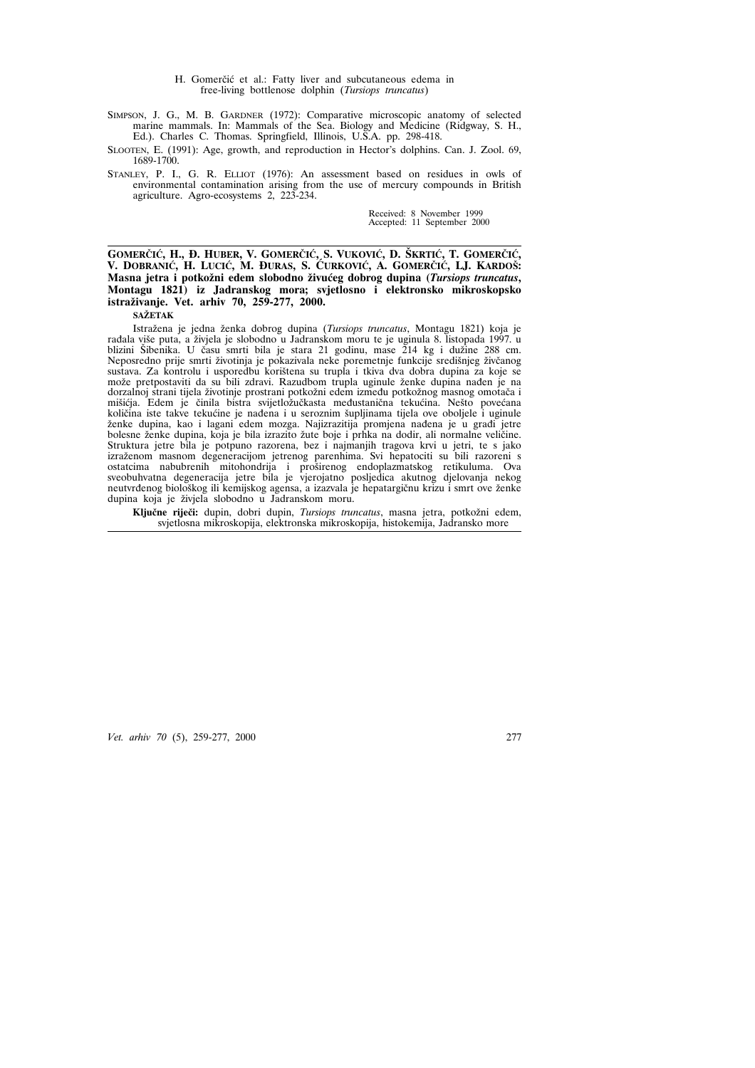SIMPSON, J. G., M. B. GARDNER (1972): Comparative microscopic anatomy of selected marine mammals. In: Mammals of the Sea. Biology and Medicine (Ridgway, S. H., Ed.). Charles C. Thomas. Springfield, Illinois, U.S.A. pp. 298-418.

SLOOTEN, E. (1991): Age, growth, and reproduction in Hector's dolphins. Can. J. Zool. 69, 1689-1700.

STANLEY, P. I., G. R. ELLIOT (1976): An assessment based on residues in owls of environmental contamination arising from the use of mercury compounds in British agriculture. Agro-ecosystems 2, 223-234.

Received: 8 November 1999
Accepted: 11 September 2000

---

**GOMERČIĆ, H., Đ. HUBER, V. GOMERČIĆ, S. VUKOVIĆ, D. ŠKRTIĆ, T. GOMERČIĆ, V. DOBRANIĆ, H. LUCIĆ, M. ĐURAS, S. ĆURKOVIĆ, A. GOMERČIĆ, LJ. KARDOŠ: Masna jetra i potkožni edem slobodno živućeg dobrog dupina (*Tursiops truncatus*, Montagu 1821) iz Jadranskog mora; svjetlosno i elektronsko mikroskopsko istraživanje. Vet. arhiv 70, 259-277, 2000.**

**SAŽETAK**

Istražena je jedna ženka dobrog dupina (*Tursiops truncatus*, Montagu 1821) koja je rađala više puta, a živjela je slobodno u Jadranskom moru te je uginula 8. listopada 1997. u blizini Šibenika. U času smrti bila je stara 21 godinu, mase 214 kg i dužine 288 cm. Neposredno prije smrti životinja je pokazivala neke poremetnje funkcije središnjeg živčanog sustava. Za kontrolu i usporedbu korištena su trupla i tkiva dva dobra dupina za koje se može pretpostaviti da su bili zdravi. Razudbom trupla uginule ženke dupina nađen je na dorzalnoj strani tijela životinje prostrani potkožni edem između potkožnog masnog omotača i mišićja. Edem je činila bistra svijetložućkasta međustanična tekućina. Nešto povećana količina iste takve tekućine je nađena i u seroznim šupljinama tijela ove oboljele i uginule ženke dupina, kao i lagani edem mozga. Najizrazitija promjena nađena je u građi jetre bolesne ženke dupina, koja je bila izrazito žute boje i prhka na dodir, ali normalne veličine. Struktura jetre bila je potpuno razorena, bez i najmanjih tragova krvi u jetri, te s jako izraženom masnom degeneracijom jetrenog parenhima. Svi hepatociti su bili razoreni s ostatcima nabubrenih mitohondrija i proširenog endoplazmatskog retikuluma. Ova sveobuhvatna degeneracija jetre bila je vjerojatno posljedica akutnog djelovanja nekog neutvrđenog biološkog ili kemijskog agensa, a izazvala je hepatargičnu krizu i smrt ove ženke dupina koja je živjela slobodno u Jadranskom moru.

**Ključne riječi:** dupin, dobri dupin, *Tursiops truncatus*, masna jetra, potkožni edem, svjetlosna mikroskopija, elektronska mikroskopija, histokemija, Jadransko more